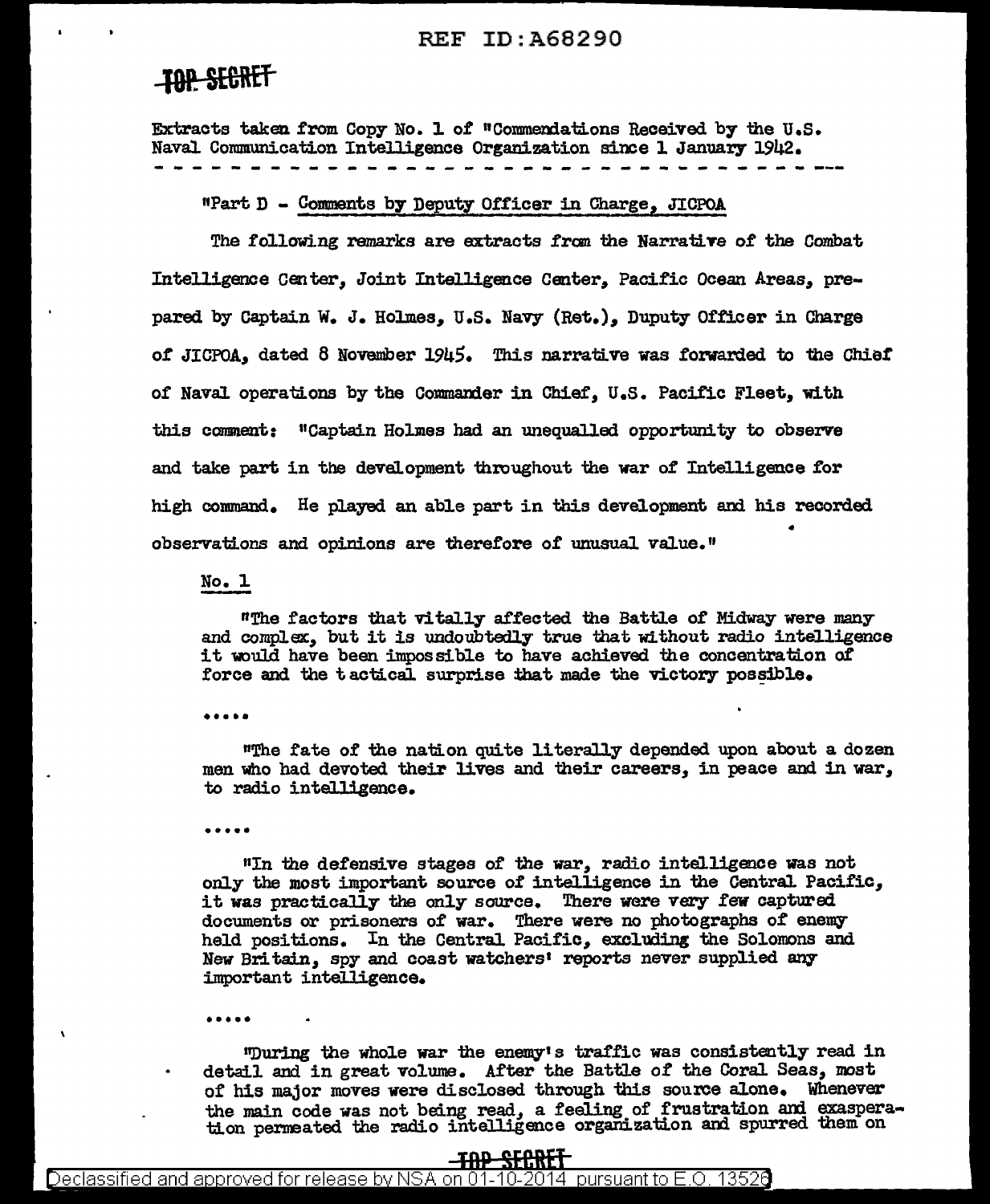REF ID:A68290

TOP SECRET

Extracts taken from Copy No. 1 of "Commendations Received by the U.S. Naval Communication Intelligence Organization since 1 January 1942.

---

"Part D - Comments by Deputy Officer in Charge, JICPOA

The following remarks are extracts from the Narrative of the Combat Intelligence Center, Joint Intelligence Center, Pacific Ocean Areas, prepared by Captain W. J. Holmes, U.S. Navy (Ret.), Duputy Officer in Charge of JICPOA, dated 8 November 1945. This narrative was forwarded to the Chief of Naval operations by the Commander in Chief, U.S. Pacific Fleet, with this comment: "Captain Holmes had an unequalled opportunity to observe and take part in the development throughout the war of Intelligence for high command. He played an able part in this development and his recorded observations and opinions are therefore of unusual value."

No. 1

"The factors that vitally affected the Battle of Midway were many and complex, but it is undoubtedly true that without radio intelligence it would have been impossible to have achieved the concentration of force and the tactical surprise that made the victory possible.

.....

"The fate of the nation quite literally depended upon about a dozen men who had devoted their lives and their careers, in peace and in war, to radio intelligence.

.....

"In the defensive stages of the war, radio intelligence was not only the most important source of intelligence in the Central Pacific, it was practically the only source. There were very few captured documents or prisoners of war. There were no photographs of enemy held positions. In the Central Pacific, excluding the Solomons and New Britain, spy and coast watchers' reports never supplied any important intelligence.

.....

"During the whole war the enemy's traffic was consistently read in detail and in great volume. After the Battle of the Coral Seas, most of his major moves were disclosed through this source alone. Whenever the main code was not being read, a feeling of frustration and exasperation permeated the radio intelligence organization and spurred them on

TOP SECRET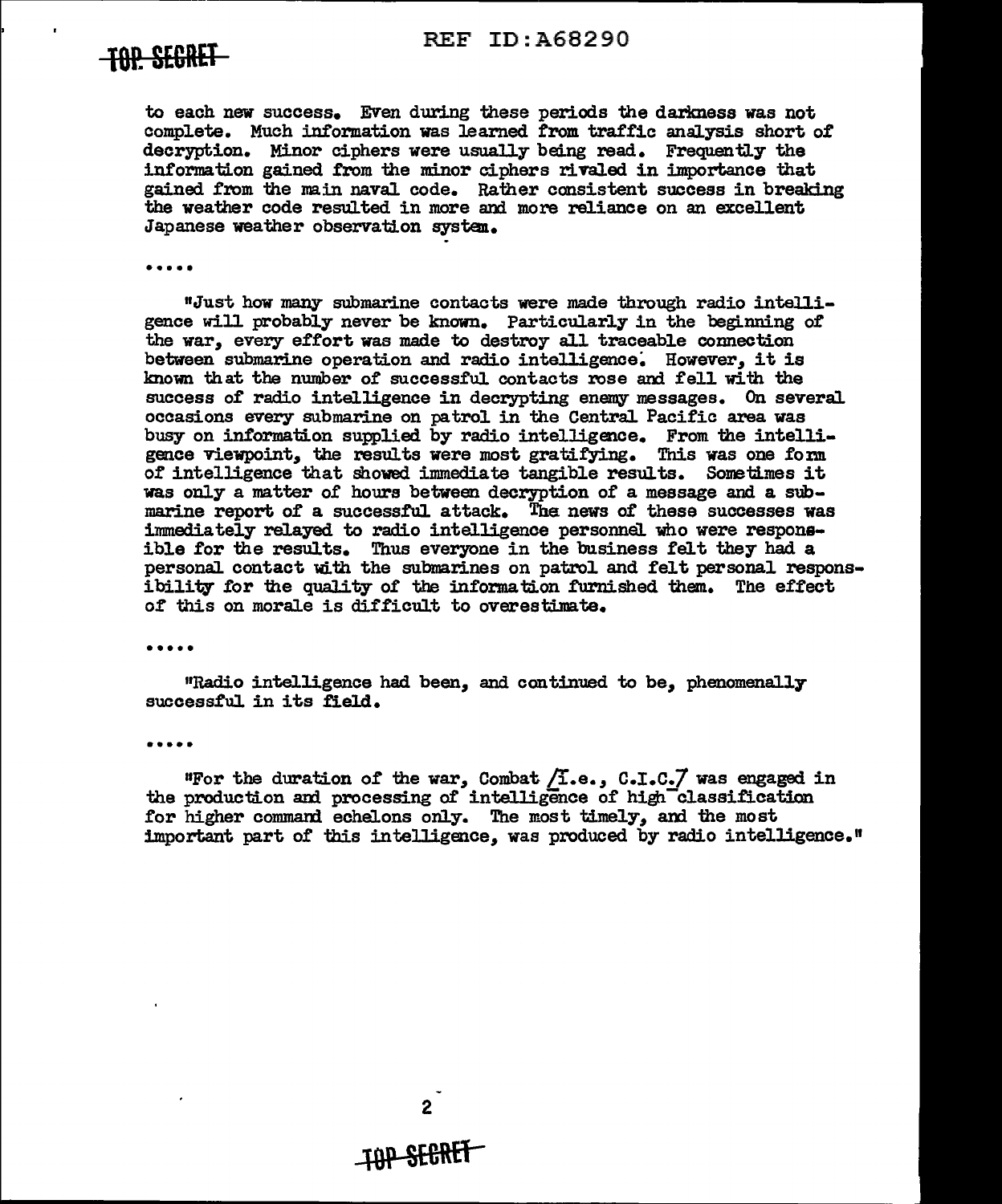to each new success. Even during these periods the darkness was not complete. Much information was learned from traffic analysis short of decryption. Minor ciphers were usually being read. Frequently the information gained from the minor ciphers rivaled in importance that gained from the main naval code. Rather consistent success in breaking the weather code resulted in more and more reliance on an excellent Japanese weather observation system.

.....

"Just how many submarine contacts were made through radio intelligence will probably never be known. Particularly in the beginning of the war, every effort was made to destroy all traceable connection between submarine operation and radio intelligence. However, it is known that the number of successful contacts rose and fell with the success of radio intelligence in decrypting enemy messages. On several occasions every submarine on patrol in the Central Pacific area was busy on information supplied by radio intelligence. From the intelligence viewpoint, the results were most gratifying. This was one form of intelligence that showed immediate tangible results. Sometimes it was only a matter of hours between decryption of a message and a submarine report of a successful attack. The news of these successes was immediately relayed to radio intelligence personnel who were responsible for the results. Thus everyone in the business felt they had a personal contact with the submarines on patrol and felt personal responsibility for the quality of the information furnished them. The effect of this on morale is difficult to overestimate.

.....

"Radio intelligence had been, and continued to be, phenomenally successful in its field.

.....

"For the duration of the war, Combat /I.e., C.I.C./ was engaged in the production and processing of intelligence of high classification for higher command echelons only. The most timely, and the most important part of this intelligence, was produced by radio intelligence."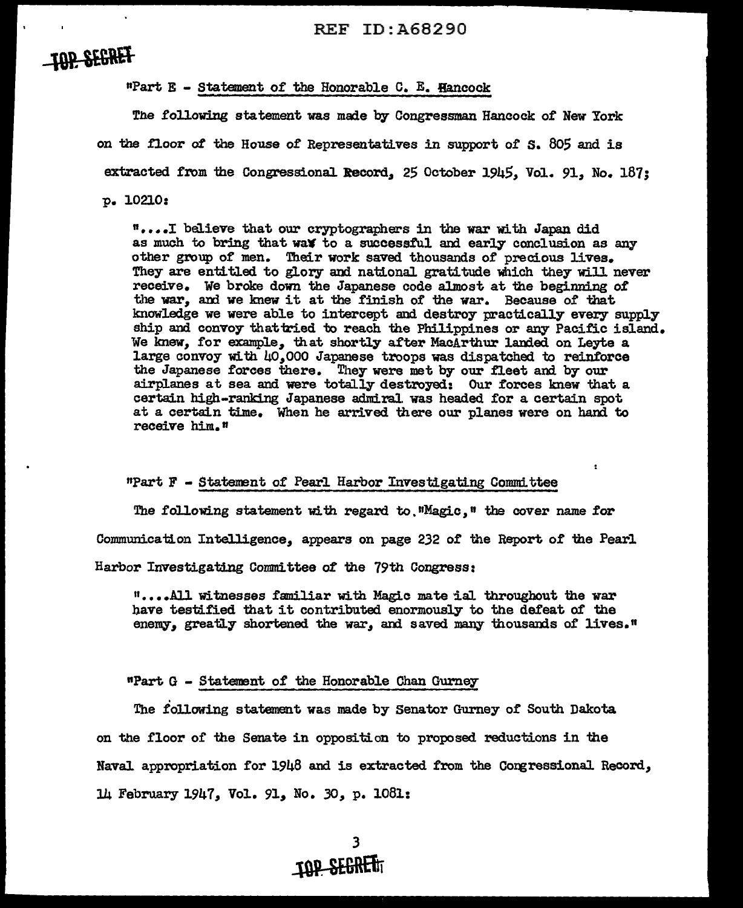"Part E - Statement of the Honorable C. E. Hancock

The following statement was made by Congressman Hancock of New York on the floor of the House of Representatives in support of S. 805 and is extracted from the Congressional Record, 25 October 1945, Vol. 91, No. 187; p. 10210:

> "....I believe that our cryptographers in the war with Japan did as much to bring that war to a successful and early conclusion as any other group of men. Their work saved thousands of precious lives. They are entitled to glory and national gratitude which they will never receive. We broke down the Japanese code almost at the beginning of the war, and we knew it at the finish of the war. Because of that knowledge we were able to intercept and destroy practically every supply ship and convoy that tried to reach the Philippines or any Pacific island. We knew, for example, that shortly after MacArthur landed on Leyte a large convoy with 40,000 Japanese troops was dispatched to reinforce the Japanese forces there. They were met by our fleet and by our airplanes at sea and were totally destroyed: Our forces knew that a certain high-ranking Japanese admiral was headed for a certain spot at a certain time. When he arrived there our planes were on hand to receive him."

"Part F - Statement of Pearl Harbor Investigating Committee

The following statement with regard to "Magic," the cover name for Communication Intelligence, appears on page 232 of the Report of the Pearl Harbor Investigating Committee of the 79th Congress:

> "....All witnesses familiar with Magic mate ial throughout the war have testified that it contributed enormously to the defeat of the enemy, greatly shortened the war, and saved many thousands of lives."

"Part G - Statement of the Honorable Chan Gurney

The following statement was made by Senator Gurney of South Dakota on the floor of the Senate in opposition to proposed reductions in the Naval appropriation for 1948 and is extracted from the Congressional Record, 14 February 1947, Vol. 91, No. 30, p. 1081: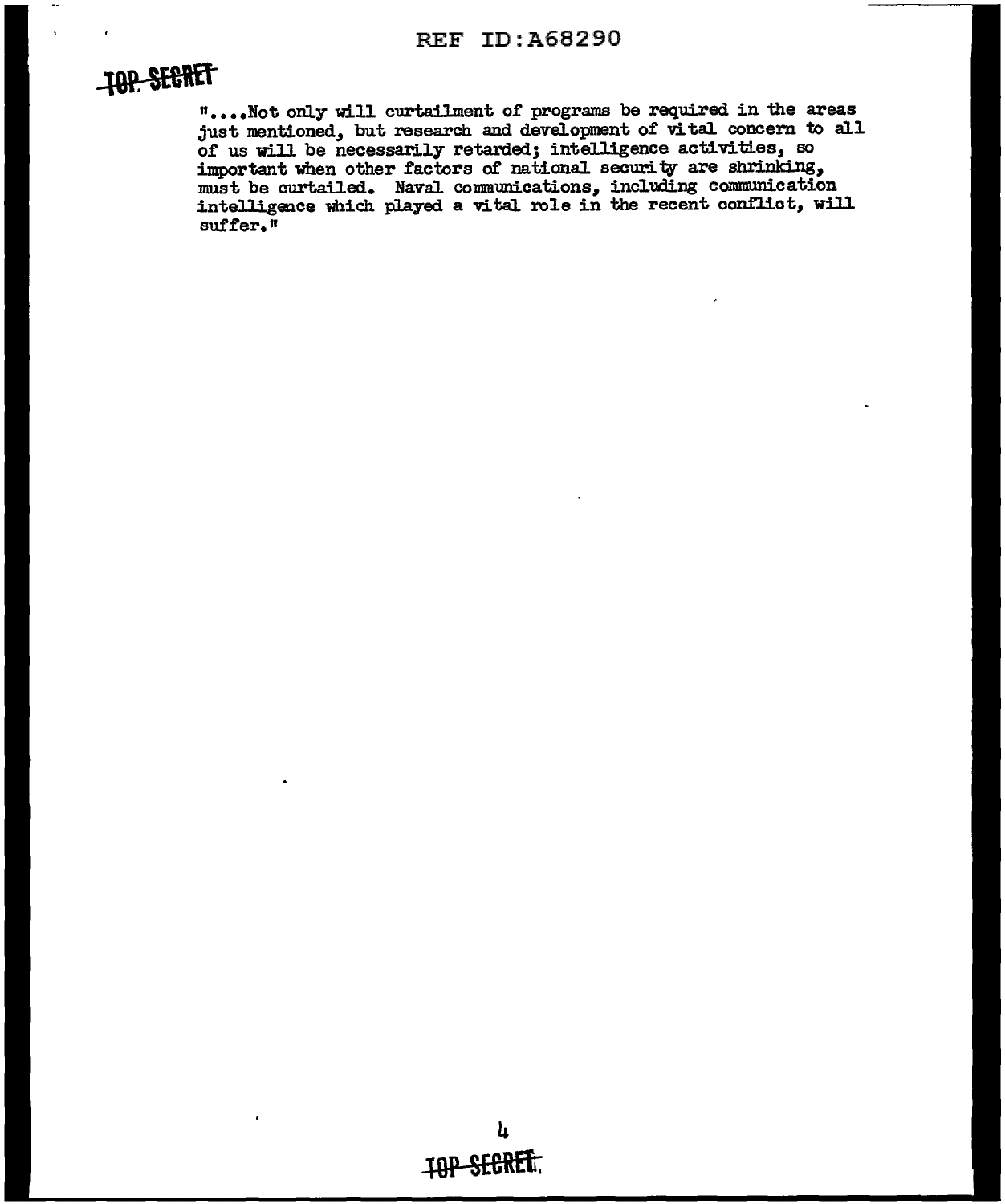TOP SECRET

"....Not only will curtailment of programs be required in the areas just mentioned, but research and development of vital concern to all of us will be necessarily retarded; intelligence activities, so important when other factors of national security are shrinking, must be curtailed. Naval communications, including communication intelligence which played a vital role in the recent conflict, will suffer."

TOP SECRET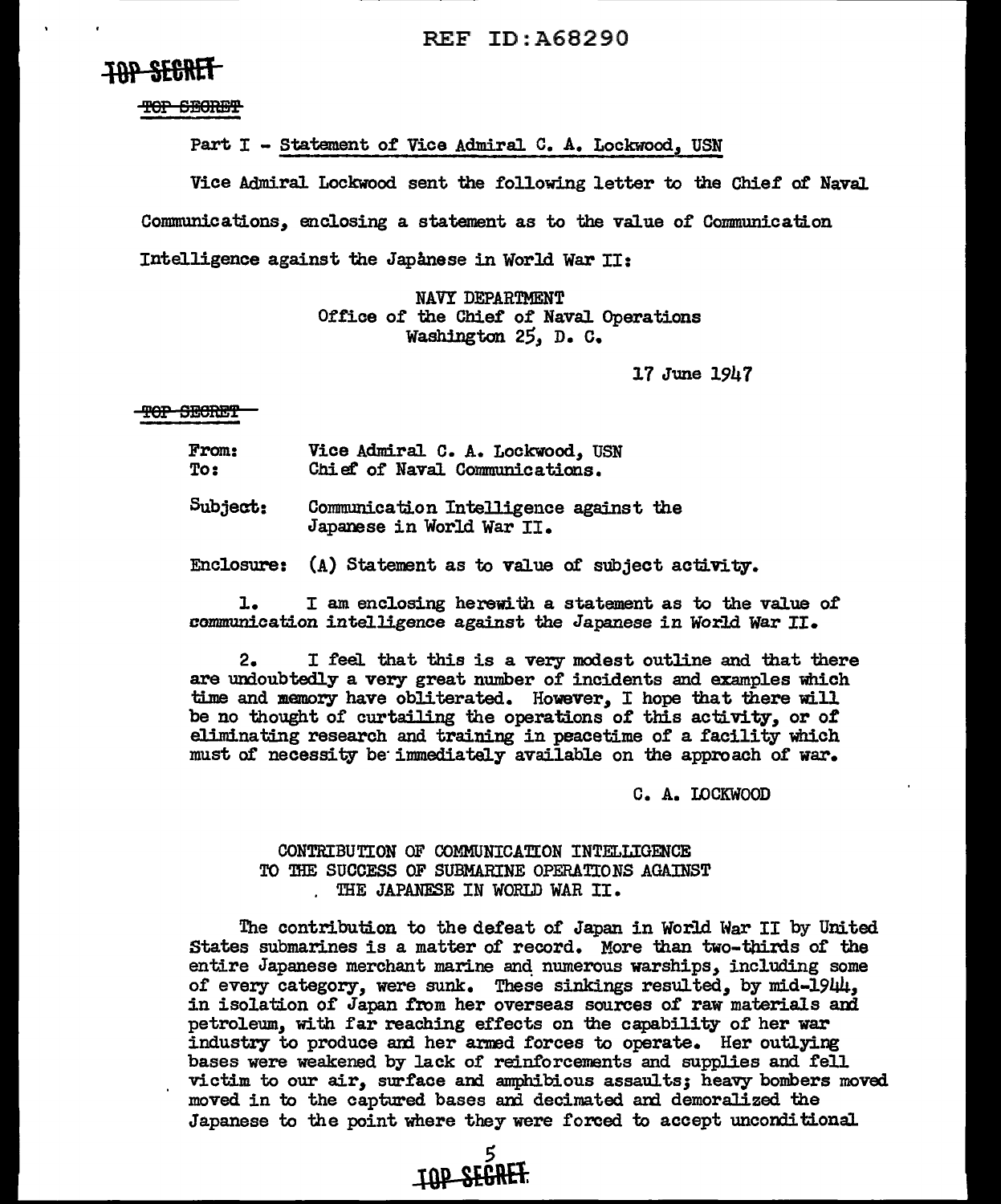TOP SECRET

~~TOP SECRET~~

Part I - Statement of Vice Admiral C. A. Lockwood, USN

Vice Admiral Lockwood sent the following letter to the Chief of Naval Communications, enclosing a statement as to the value of Communication Intelligence against the Japanese in World War II:

NAVY DEPARTMENT
Office of the Chief of Naval Operations
Washington 25, D. C.

17 June 1947

~~TOP SECRET~~

From: Vice Admiral C. A. Lockwood, USN
To: Chief of Naval Communications.

Subject: Communication Intelligence against the Japanese in World War II.

Enclosure: (A) Statement as to value of subject activity.

1. I am enclosing herewith a statement as to the value of communication intelligence against the Japanese in World War II.

2. I feel that this is a very modest outline and that there are undoubtedly a very great number of incidents and examples which time and memory have obliterated. However, I hope that there will be no thought of curtailing the operations of this activity, or of eliminating research and training in peacetime of a facility which must of necessity be immediately available on the approach of war.

C. A. LOCKWOOD

CONTRIBUTION OF COMMUNICATION INTELLIGENCE TO THE SUCCESS OF SUBMARINE OPERATIONS AGAINST THE JAPANESE IN WORLD WAR II.

The contribution to the defeat of Japan in World War II by United States submarines is a matter of record. More than two-thirds of the entire Japanese merchant marine and numerous warships, including some of every category, were sunk. These sinkings resulted, by mid-1944, in isolation of Japan from her overseas sources of raw materials and petroleum, with far reaching effects on the capability of her war industry to produce and her armed forces to operate. Her outlying bases were weakened by lack of reinforcements and supplies and fell victim to our air, surface and amphibious assaults; heavy bombers moved moved in to the captured bases and decimated and demoralized the Japanese to the point where they were forced to accept unconditional

TOP SECRET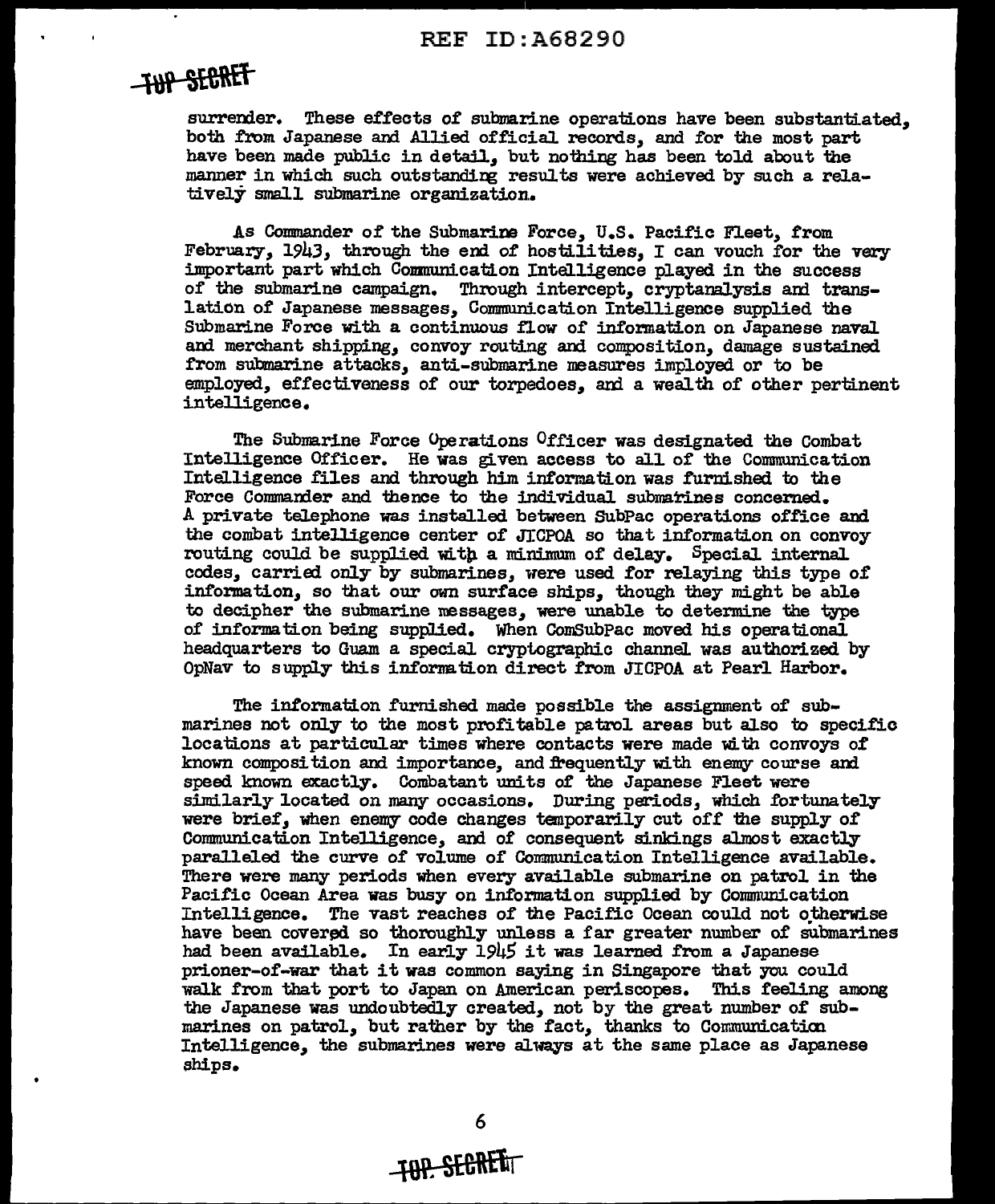surrender. These effects of submarine operations have been substantiated, both from Japanese and Allied official records, and for the most part have been made public in detail, but nothing has been told about the manner in which such outstanding results were achieved by such a relatively small submarine organization.

As Commander of the Submarine Force, U.S. Pacific Fleet, from February, 1943, through the end of hostilities, I can vouch for the very important part which Communication Intelligence played in the success of the submarine campaign. Through intercept, cryptanalysis and translation of Japanese messages, Communication Intelligence supplied the Submarine Force with a continuous flow of information on Japanese naval and merchant shipping, convoy routing and composition, damage sustained from submarine attacks, anti-submarine measures imployed or to be employed, effectiveness of our torpedoes, and a wealth of other pertinent intelligence.

The Submarine Force Operations Officer was designated the Combat Intelligence Officer. He was given access to all of the Communication Intelligence files and through him information was furnished to the Force Commander and thence to the individual submarines concerned. A private telephone was installed between SubPac operations office and the combat intelligence center of JICPOA so that information on convoy routing could be supplied with a minimum of delay. Special internal codes, carried only by submarines, were used for relaying this type of information, so that our own surface ships, though they might be able to decipher the submarine messages, were unable to determine the type of information being supplied. When ComSubPac moved his operational headquarters to Guam a special cryptographic channel was authorized by OpNav to supply this information direct from JICPOA at Pearl Harbor.

The information furnished made possible the assignment of submarines not only to the most profitable patrol areas but also to specific locations at particular times where contacts were made with convoys of known composition and importance, and frequently with enemy course and speed known exactly. Combatant units of the Japanese Fleet were similarly located on many occasions. During periods, which fortunately were brief, when enemy code changes temporarily cut off the supply of Communication Intelligence, and of consequent sinkings almost exactly paralleled the curve of volume of Communication Intelligence available. There were many periods when every available submarine on patrol in the Pacific Ocean Area was busy on information supplied by Communication Intelligence. The vast reaches of the Pacific Ocean could not otherwise have been covered so thoroughly unless a far greater number of submarines had been available. In early 1945 it was learned from a Japanese prioner-of-war that it was common saying in Singapore that you could walk from that port to Japan on American periscopes. This feeling among the Japanese was undoubtedly created, not by the great number of submarines on patrol, but rather by the fact, thanks to Communication Intelligence, the submarines were always at the same place as Japanese ships.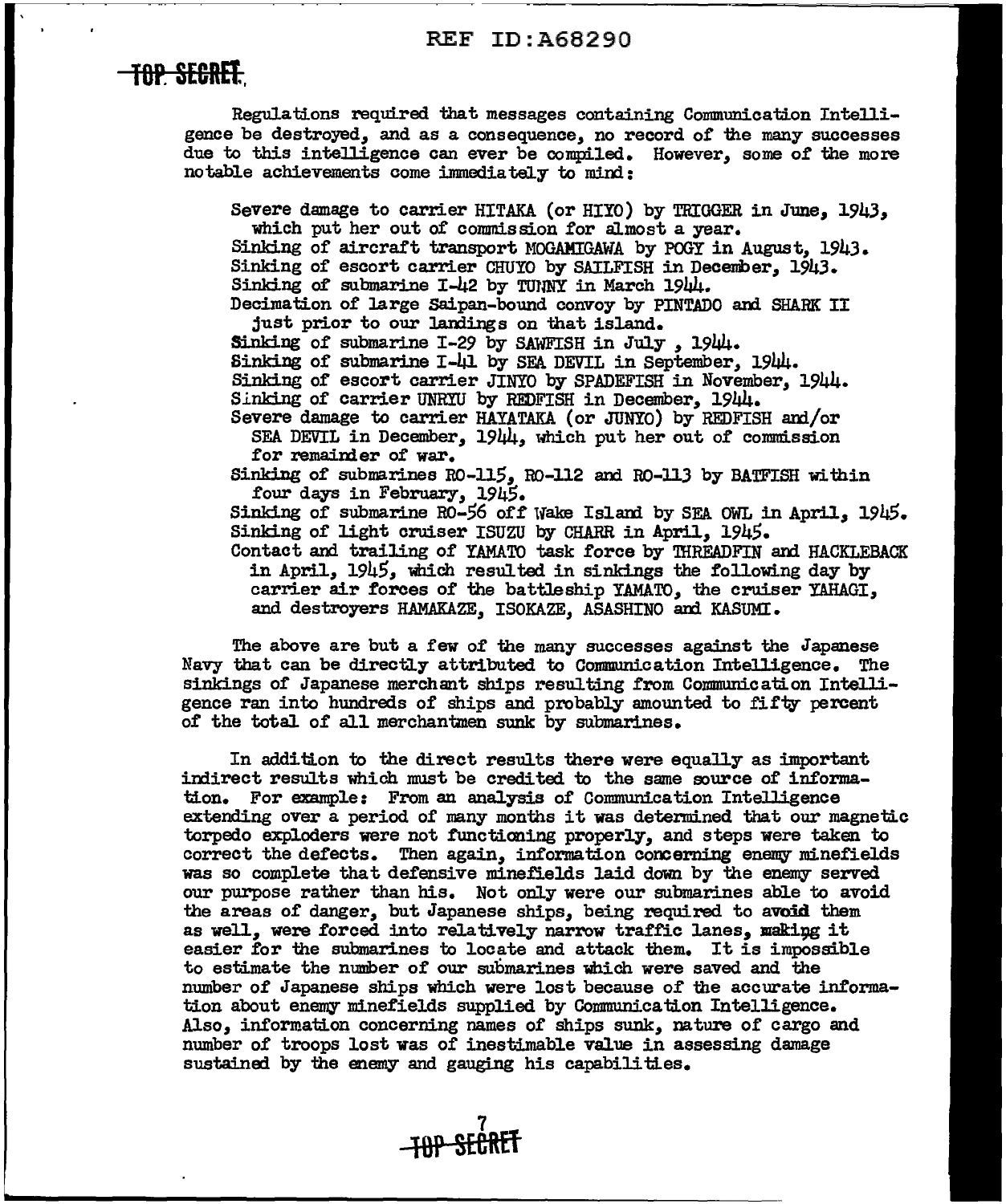Regulations required that messages containing Communication Intelligence be destroyed, and as a consequence, no record of the many successes due to this intelligence can ever be compiled. However, some of the more notable achievements come immediately to mind:

- Severe damage to carrier HITAKA (or HIYO) by TRIGGER in June, 1943, which put her out of commission for almost a year.
- Sinking of aircraft transport MOGAMIGAWA by POGY in August, 1943.
- Sinking of escort carrier CHUYO by SAILFISH in December, 1943.
- Sinking of submarine I-42 by TUNNY in March 1944.
- Decimation of large Saipan-bound convoy by PINTADO and SHARK II just prior to our landings on that island.
- Sinking of submarine I-29 by SAWFISH in July , 1944.
- Sinking of submarine I-41 by SEA DEVIL in September, 1944.
- Sinking of escort carrier JINYO by SPADEFISH in November, 1944.
- Sinking of carrier UNRYU by REDFISH in December, 1944.
- Severe damage to carrier HAYATAKA (or JUNYO) by REDFISH and/or SEA DEVIL in December, 1944, which put her out of commission for remainder of war.
- Sinking of submarines RO-115, RO-112 and RO-113 by BATFISH within four days in February, 1945.
- Sinking of submarine RO-56 off Wake Island by SEA OWL in April, 1945.
- Sinking of light cruiser ISUZU by CHARR in April, 1945.
- Contact and trailing of YAMATO task force by THREADFIN and HACKLEBACK in April, 1945, which resulted in sinkings the following day by carrier air forces of the battleship YAMATO, the cruiser YAHAGI, and destroyers HAMAKAZE, ISOKAZE, ASASHINO and KASUMI.

The above are but a few of the many successes against the Japanese Navy that can be directly attributed to Communication Intelligence. The sinkings of Japanese merchant ships resulting from Communication Intelligence ran into hundreds of ships and probably amounted to fifty percent of the total of all merchantmen sunk by submarines.

In addition to the direct results there were equally as important indirect results which must be credited to the same source of information. For example: From an analysis of Communication Intelligence extending over a period of many months it was determined that our magnetic torpedo exploders were not functioning properly, and steps were taken to correct the defects. Then again, information concerning enemy minefields was so complete that defensive minefields laid down by the enemy served our purpose rather than his. Not only were our submarines able to avoid the areas of danger, but Japanese ships, being required to avoid them as well, were forced into relatively narrow traffic lanes, making it easier for the submarines to locate and attack them. It is impossible to estimate the number of our submarines which were saved and the number of Japanese ships which were lost because of the accurate information about enemy minefields supplied by Communication Intelligence. Also, information concerning names of ships sunk, nature of cargo and number of troops lost was of inestimable value in assessing damage sustained by the enemy and gauging his capabilities.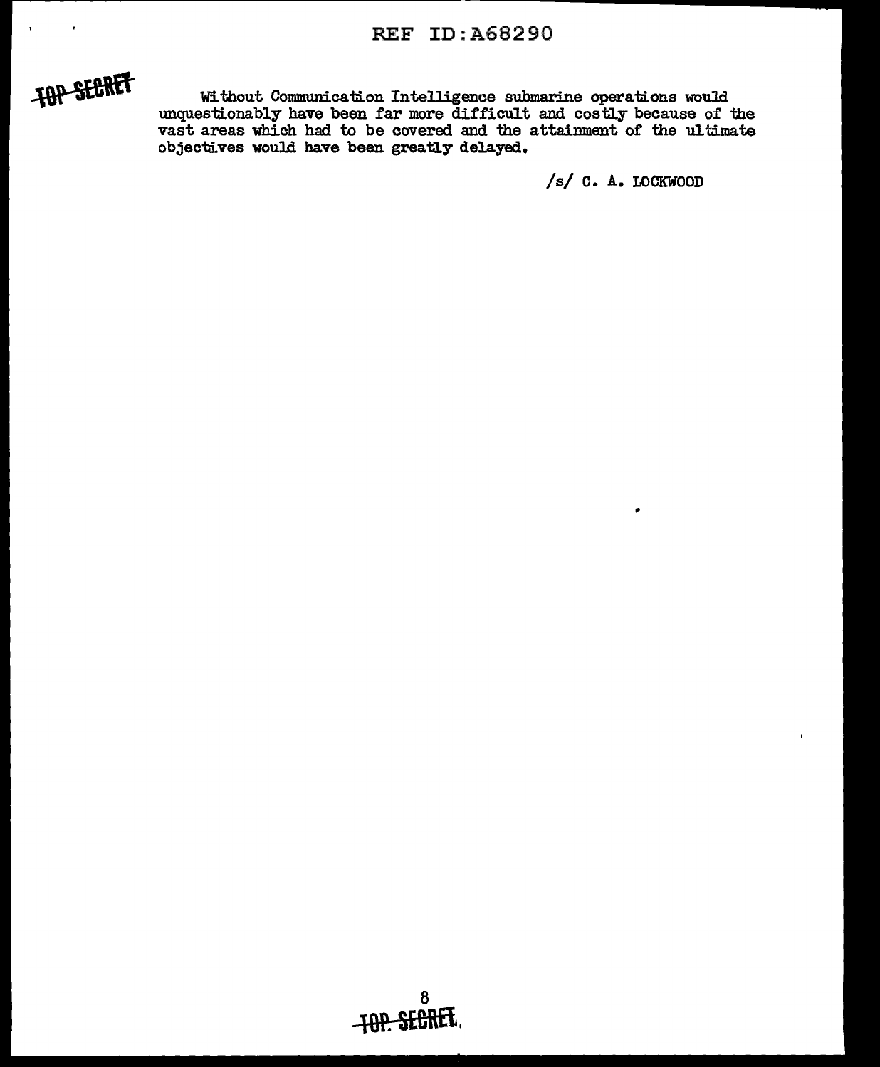TOP SECRET

Without Communication Intelligence submarine operations would unquestionably have been far more difficult and costly because of the vast areas which had to be covered and the attainment of the ultimate objectives would have been greatly delayed.

/s/ C. A. LOCKWOOD

TOP SECRET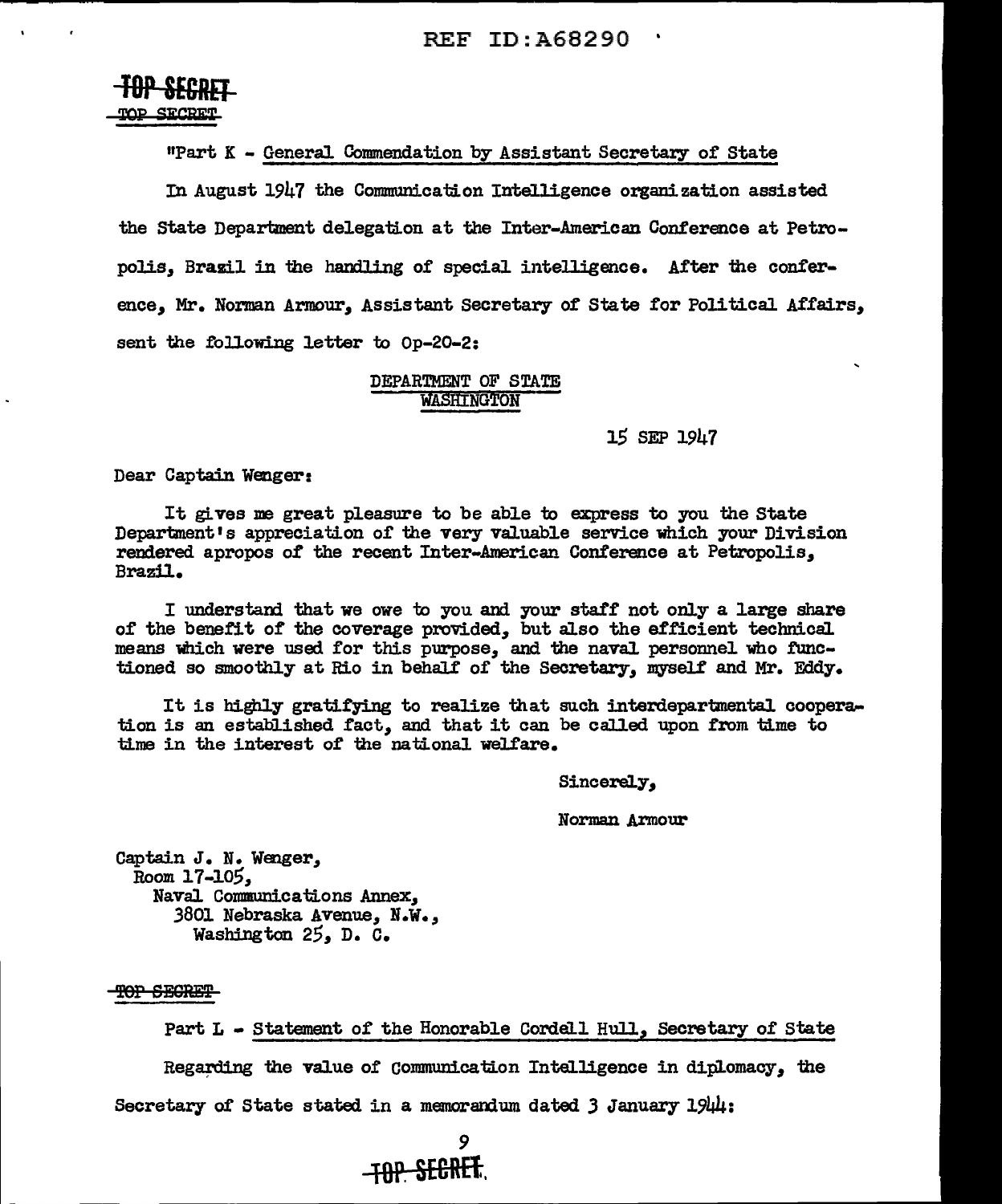**TOP SECRET**

~~TOP SECRET~~

"Part K - General Commendation by Assistant Secretary of State

In August 1947 the Communication Intelligence organization assisted the State Department delegation at the Inter-American Conference at Petropolis, Brazil in the handling of special intelligence. After the conference, Mr. Norman Armour, Assistant Secretary of State for Political Affairs, sent the following letter to Op-20-2:

DEPARTMENT OF STATE
WASHINGTON

15 SEP 1947

Dear Captain Wenger:

It gives me great pleasure to be able to express to you the State Department's appreciation of the very valuable service which your Division rendered apropos of the recent Inter-American Conference at Petropolis, Brazil.

I understand that we owe to you and your staff not only a large share of the benefit of the coverage provided, but also the efficient technical means which were used for this purpose, and the naval personnel who functioned so smoothly at Rio in behalf of the Secretary, myself and Mr. Eddy.

It is highly gratifying to realize that such interdepartmental cooperation is an established fact, and that it can be called upon from time to time in the interest of the national welfare.

Sincerely,

Norman Armour

Captain J. N. Wenger,
Room 17-105,
Naval Communications Annex,
3801 Nebraska Avenue, N.W.,
Washington 25, D. C.

~~TOP SECRET~~

Part L - Statement of the Honorable Cordell Hull, Secretary of State

Regarding the value of Communication Intelligence in diplomacy, the Secretary of State stated in a memorandum dated 3 January 1944:

**TOP SECRET**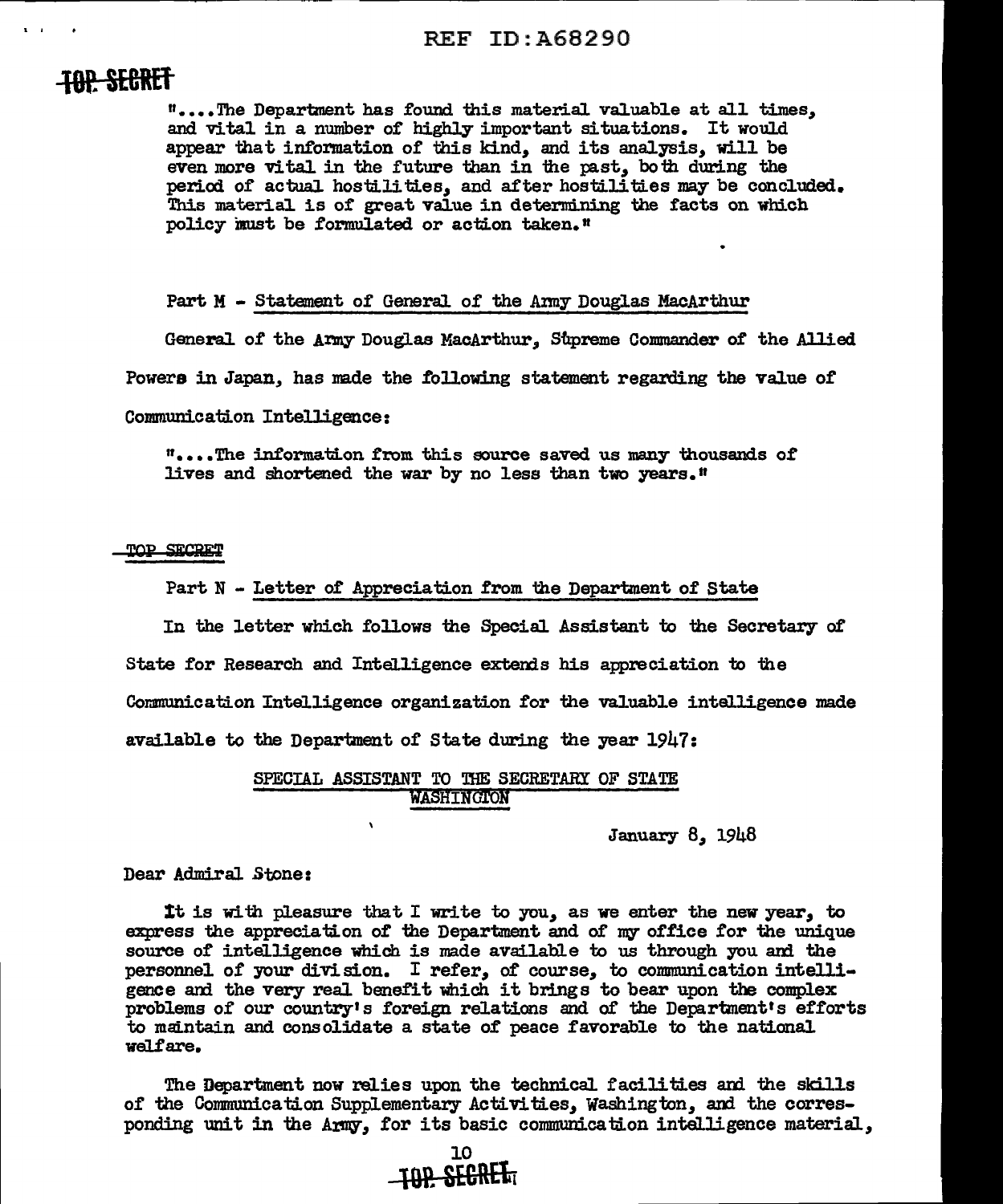"....The Department has found this material valuable at all times, and vital in a number of highly important situations. It would appear that information of this kind, and its analysis, will be even more vital in the future than in the past, both during the period of actual hostilities, and after hostilities may be concluded. This material is of great value in determining the facts on which policy must be formulated or action taken."

Part M - Statement of General of the Army Douglas MacArthur

General of the Army Douglas MacArthur, Supreme Commander of the Allied Powers in Japan, has made the following statement regarding the value of Communication Intelligence:

"....The information from this source saved us many thousands of lives and shortened the war by no less than two years."

TOP SECRET

Part N - Letter of Appreciation from the Department of State

In the letter which follows the Special Assistant to the Secretary of State for Research and Intelligence extends his appreciation to the Communication Intelligence organization for the valuable intelligence made available to the Department of State during the year 1947:

SPECIAL ASSISTANT TO THE SECRETARY OF STATE
WASHINGTON

January 8, 1948

Dear Admiral Stone:

It is with pleasure that I write to you, as we enter the new year, to express the appreciation of the Department and of my office for the unique source of intelligence which is made available to us through you and the personnel of your division. I refer, of course, to communication intelligence and the very real benefit which it brings to bear upon the complex problems of our country's foreign relations and of the Department's efforts to maintain and consolidate a state of peace favorable to the national welfare.

The Department now relies upon the technical facilities and the skills of the Communication Supplementary Activities, Washington, and the corresponding unit in the Army, for its basic communication intelligence material,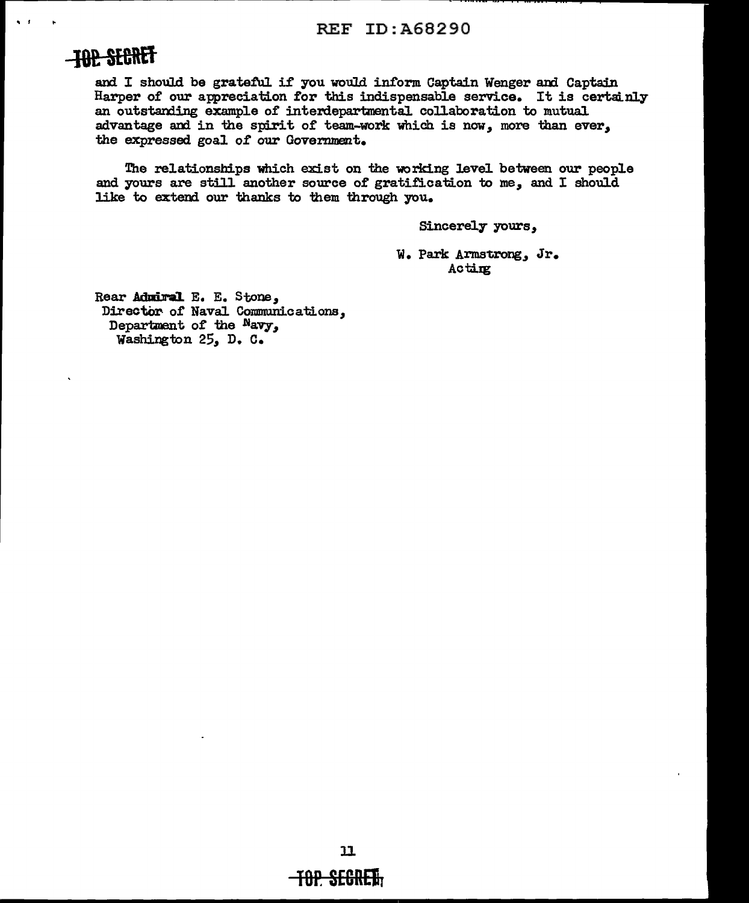TOP SECRET

and I should be grateful if you would inform Captain Wenger and Captain Harper of our appreciation for this indispensable service. It is certainly an outstanding example of interdepartmental collaboration to mutual advantage and in the spirit of team-work which is now, more than ever, the expressed goal of our Government.

The relationships which exist on the working level between our people and yours are still another source of gratification to me, and I should like to extend our thanks to them through you.

Sincerely yours,

W. Park Armstrong, Jr.
Acting

Rear Admiral E. E. Stone,
Director of Naval Communications,
Department of the Navy,
Washington 25, D. C.

TOP SECRET